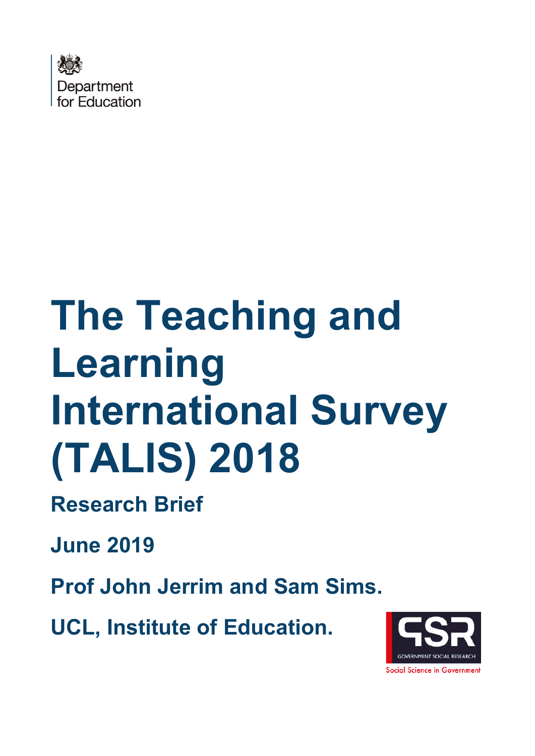Department for Education

# The Teaching and Learning International Survey (TALIS) 2018

## Research Brief

**June 2019**

**Prof John Jerrim and Sam Sims.**

**UCL, Institute of Education.**

GOVERNMENT SOCIAL RESEARCH

Social Science in Government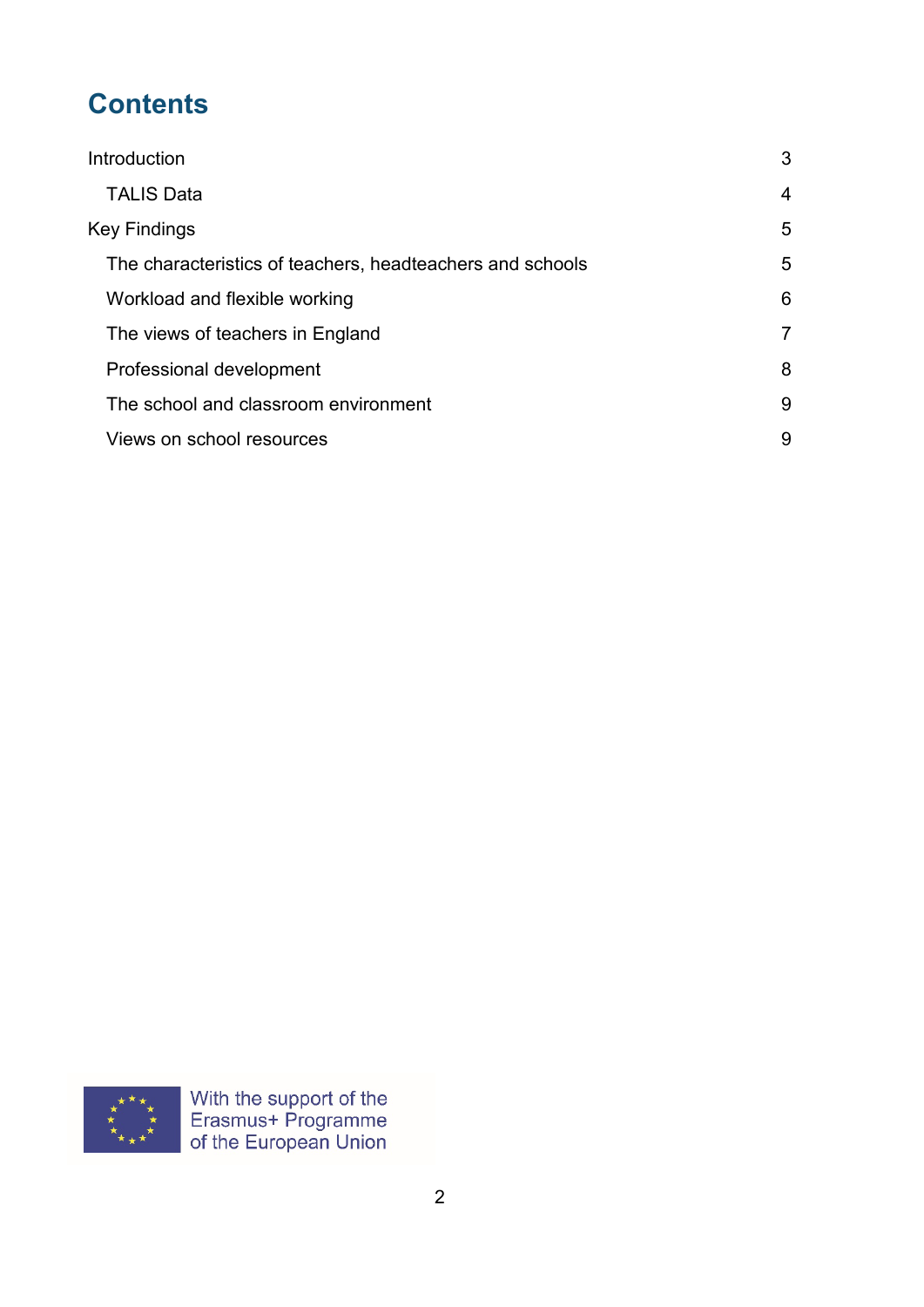# Contents

| | |
|---|---|
| Introduction | 3 |
| TALIS Data | 4 |
| Key Findings | 5 |
| The characteristics of teachers, headteachers and schools | 5 |
| Workload and flexible working | 6 |
| The views of teachers in England | 7 |
| Professional development | 8 |
| The school and classroom environment | 9 |
| Views on school resources | 9 |

With the support of the Erasmus+ Programme of the European Union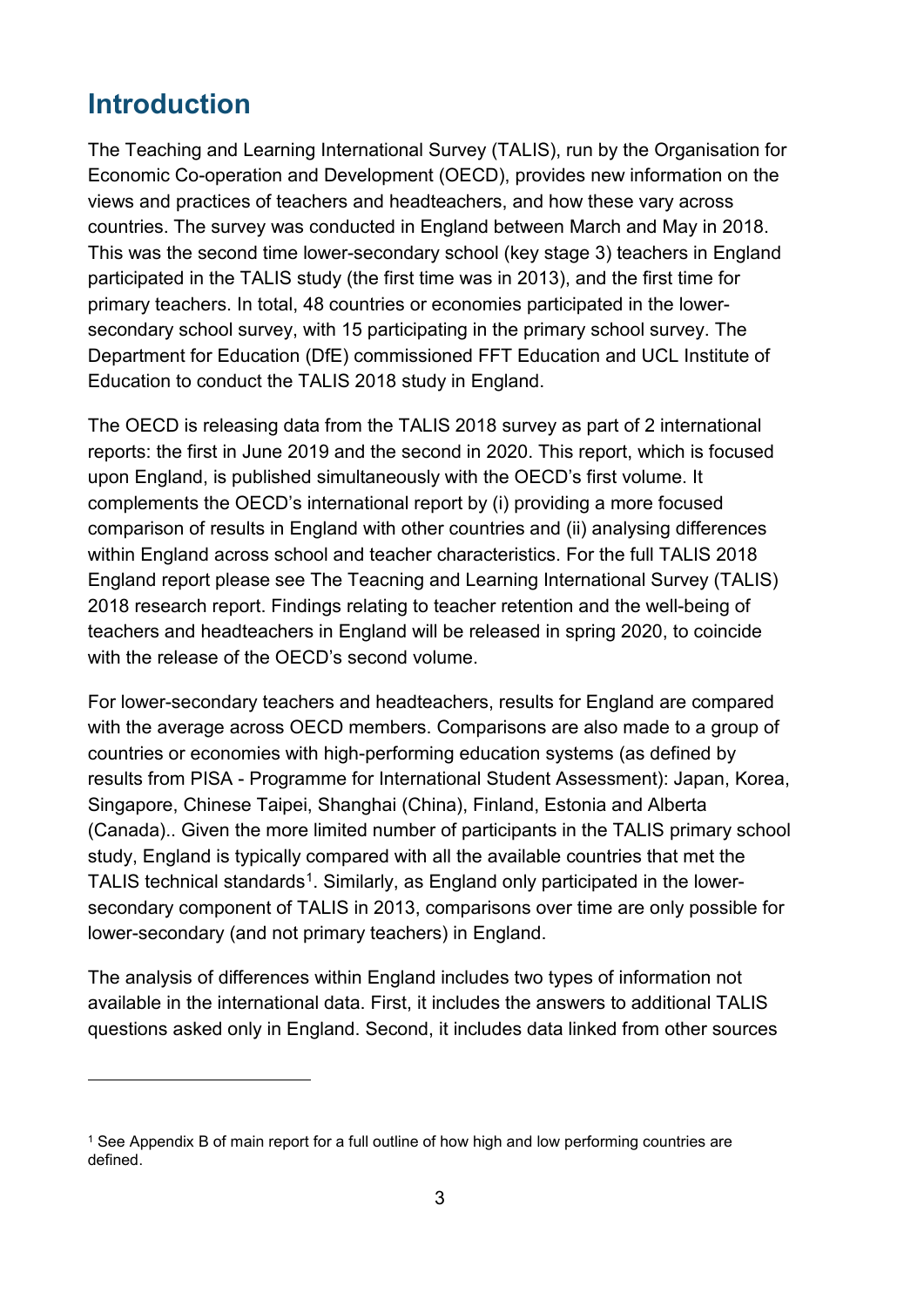# Introduction

The Teaching and Learning International Survey (TALIS), run by the Organisation for Economic Co-operation and Development (OECD), provides new information on the views and practices of teachers and headteachers, and how these vary across countries. The survey was conducted in England between March and May in 2018. This was the second time lower-secondary school (key stage 3) teachers in England participated in the TALIS study (the first time was in 2013), and the first time for primary teachers. In total, 48 countries or economies participated in the lower-secondary school survey, with 15 participating in the primary school survey. The Department for Education (DfE) commissioned FFT Education and UCL Institute of Education to conduct the TALIS 2018 study in England.

The OECD is releasing data from the TALIS 2018 survey as part of 2 international reports: the first in June 2019 and the second in 2020. This report, which is focused upon England, is published simultaneously with the OECD's first volume. It complements the OECD's international report by (i) providing a more focused comparison of results in England with other countries and (ii) analysing differences within England across school and teacher characteristics. For the full TALIS 2018 England report please see The Teacning and Learning International Survey (TALIS) 2018 research report. Findings relating to teacher retention and the well-being of teachers and headteachers in England will be released in spring 2020, to coincide with the release of the OECD's second volume.

For lower-secondary teachers and headteachers, results for England are compared with the average across OECD members. Comparisons are also made to a group of countries or economies with high-performing education systems (as defined by results from PISA - Programme for International Student Assessment): Japan, Korea, Singapore, Chinese Taipei, Shanghai (China), Finland, Estonia and Alberta (Canada).. Given the more limited number of participants in the TALIS primary school study, England is typically compared with all the available countries that met the TALIS technical standards[1]. Similarly, as England only participated in the lower-secondary component of TALIS in 2013, comparisons over time are only possible for lower-secondary (and not primary teachers) in England.

The analysis of differences within England includes two types of information not available in the international data. First, it includes the answers to additional TALIS questions asked only in England. Second, it includes data linked from other sources

[1] See Appendix B of main report for a full outline of how high and low performing countries are defined.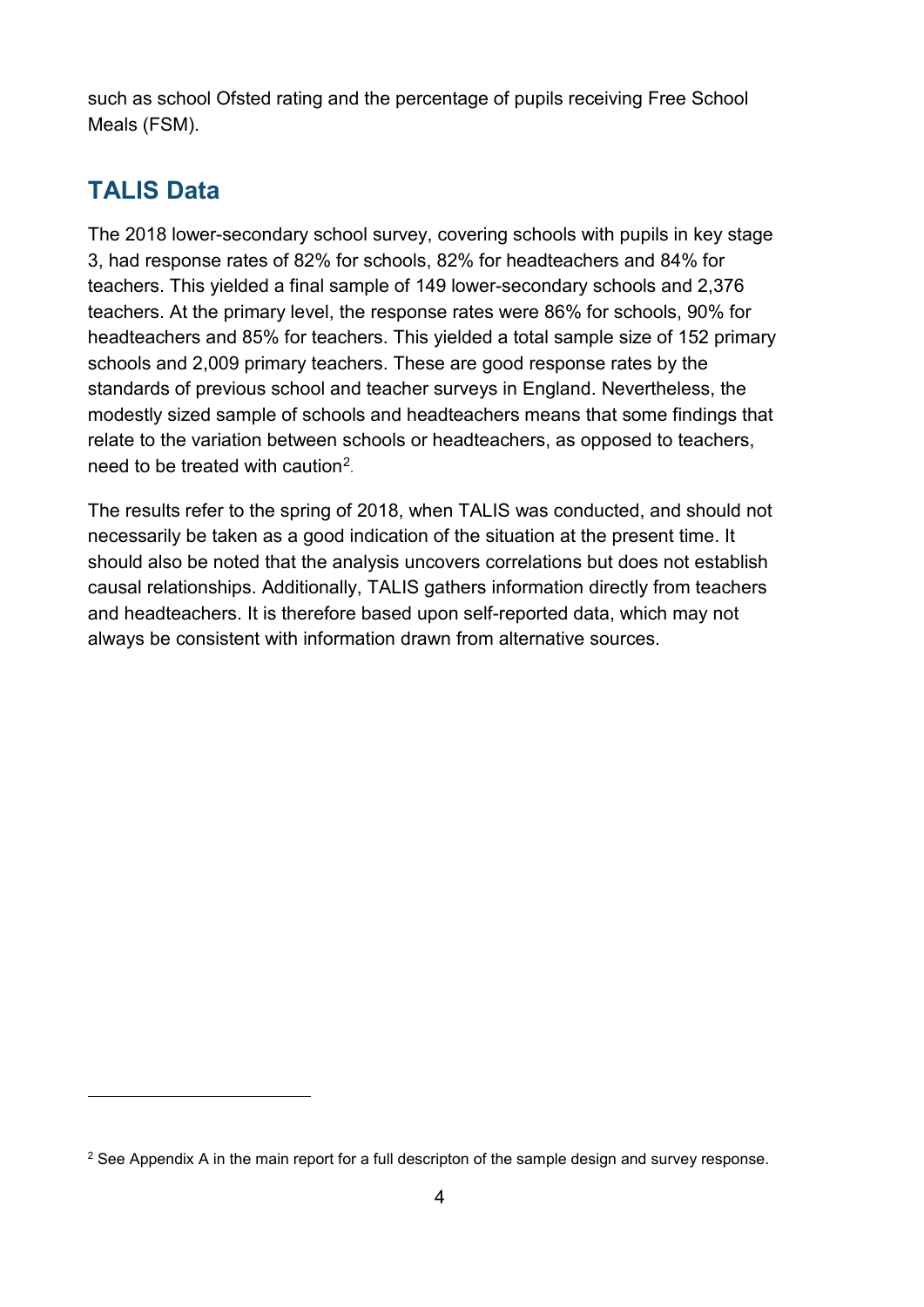such as school Ofsted rating and the percentage of pupils receiving Free School Meals (FSM).

## TALIS Data

The 2018 lower-secondary school survey, covering schools with pupils in key stage 3, had response rates of 82% for schools, 82% for headteachers and 84% for teachers. This yielded a final sample of 149 lower-secondary schools and 2,376 teachers. At the primary level, the response rates were 86% for schools, 90% for headteachers and 85% for teachers. This yielded a total sample size of 152 primary schools and 2,009 primary teachers. These are good response rates by the standards of previous school and teacher surveys in England. Nevertheless, the modestly sized sample of schools and headteachers means that some findings that relate to the variation between schools or headteachers, as opposed to teachers, need to be treated with caution[2].

The results refer to the spring of 2018, when TALIS was conducted, and should not necessarily be taken as a good indication of the situation at the present time. It should also be noted that the analysis uncovers correlations but does not establish causal relationships. Additionally, TALIS gathers information directly from teachers and headteachers. It is therefore based upon self-reported data, which may not always be consistent with information drawn from alternative sources.

[2] See Appendix A in the main report for a full descripton of the sample design and survey response.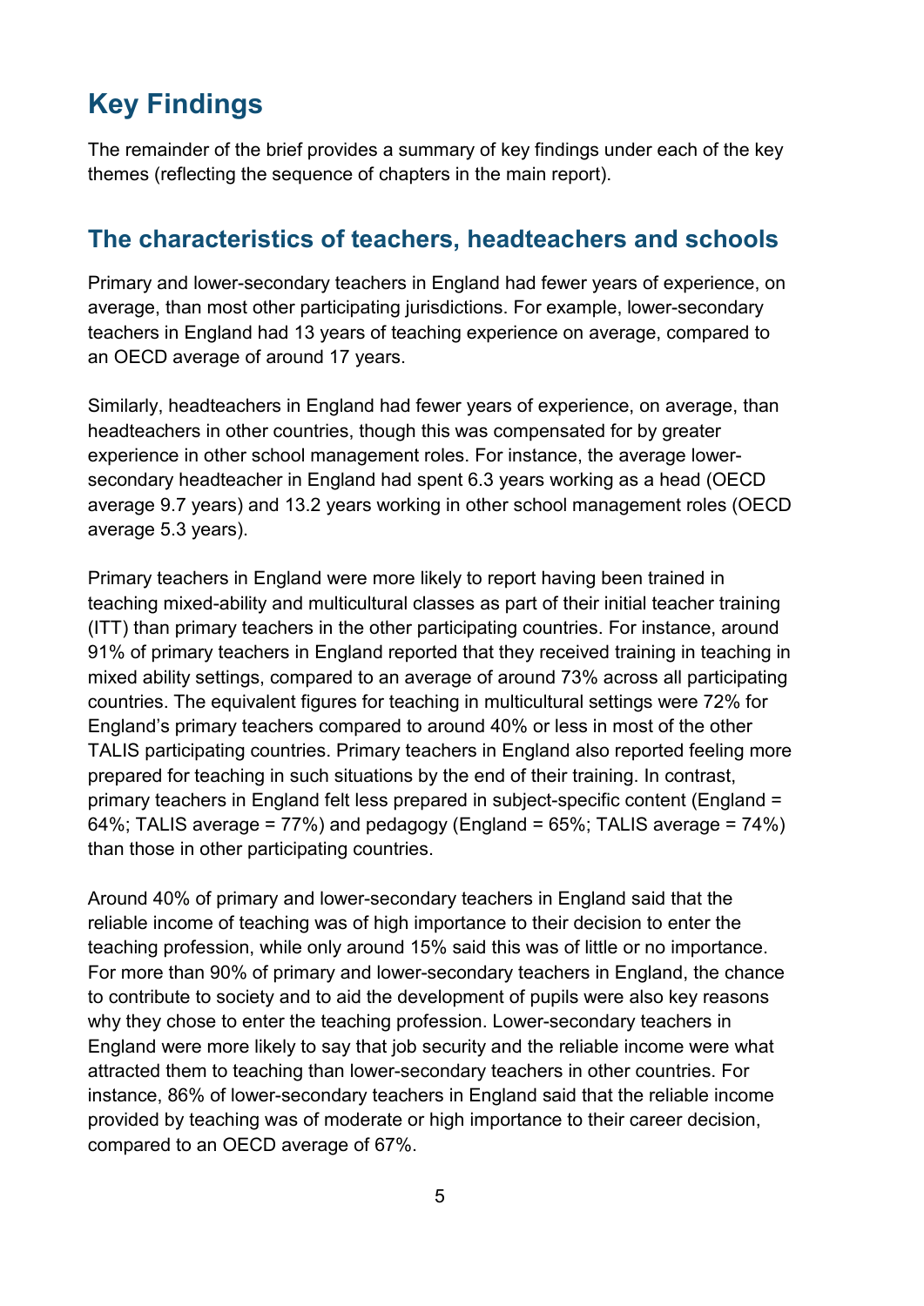# Key Findings

The remainder of the brief provides a summary of key findings under each of the key themes (reflecting the sequence of chapters in the main report).

## The characteristics of teachers, headteachers and schools

Primary and lower-secondary teachers in England had fewer years of experience, on average, than most other participating jurisdictions. For example, lower-secondary teachers in England had 13 years of teaching experience on average, compared to an OECD average of around 17 years.

Similarly, headteachers in England had fewer years of experience, on average, than headteachers in other countries, though this was compensated for by greater experience in other school management roles. For instance, the average lower-secondary headteacher in England had spent 6.3 years working as a head (OECD average 9.7 years) and 13.2 years working in other school management roles (OECD average 5.3 years).

Primary teachers in England were more likely to report having been trained in teaching mixed-ability and multicultural classes as part of their initial teacher training (ITT) than primary teachers in the other participating countries. For instance, around 91% of primary teachers in England reported that they received training in teaching in mixed ability settings, compared to an average of around 73% across all participating countries. The equivalent figures for teaching in multicultural settings were 72% for England's primary teachers compared to around 40% or less in most of the other TALIS participating countries. Primary teachers in England also reported feeling more prepared for teaching in such situations by the end of their training. In contrast, primary teachers in England felt less prepared in subject-specific content (England = 64%; TALIS average = 77%) and pedagogy (England = 65%; TALIS average = 74%) than those in other participating countries.

Around 40% of primary and lower-secondary teachers in England said that the reliable income of teaching was of high importance to their decision to enter the teaching profession, while only around 15% said this was of little or no importance. For more than 90% of primary and lower-secondary teachers in England, the chance to contribute to society and to aid the development of pupils were also key reasons why they chose to enter the teaching profession. Lower-secondary teachers in England were more likely to say that job security and the reliable income were what attracted them to teaching than lower-secondary teachers in other countries. For instance, 86% of lower-secondary teachers in England said that the reliable income provided by teaching was of moderate or high importance to their career decision, compared to an OECD average of 67%.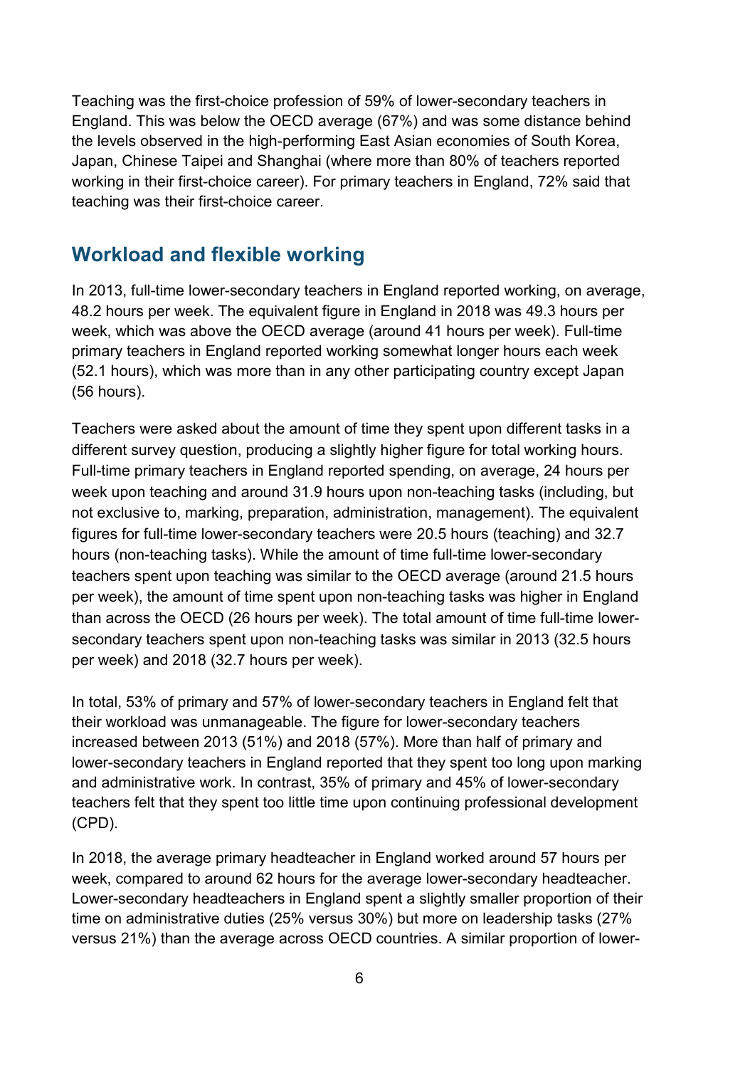Teaching was the first-choice profession of 59% of lower-secondary teachers in England. This was below the OECD average (67%) and was some distance behind the levels observed in the high-performing East Asian economies of South Korea, Japan, Chinese Taipei and Shanghai (where more than 80% of teachers reported working in their first-choice career). For primary teachers in England, 72% said that teaching was their first-choice career.

## Workload and flexible working

In 2013, full-time lower-secondary teachers in England reported working, on average, 48.2 hours per week. The equivalent figure in England in 2018 was 49.3 hours per week, which was above the OECD average (around 41 hours per week). Full-time primary teachers in England reported working somewhat longer hours each week (52.1 hours), which was more than in any other participating country except Japan (56 hours).

Teachers were asked about the amount of time they spent upon different tasks in a different survey question, producing a slightly higher figure for total working hours. Full-time primary teachers in England reported spending, on average, 24 hours per week upon teaching and around 31.9 hours upon non-teaching tasks (including, but not exclusive to, marking, preparation, administration, management). The equivalent figures for full-time lower-secondary teachers were 20.5 hours (teaching) and 32.7 hours (non-teaching tasks). While the amount of time full-time lower-secondary teachers spent upon teaching was similar to the OECD average (around 21.5 hours per week), the amount of time spent upon non-teaching tasks was higher in England than across the OECD (26 hours per week). The total amount of time full-time lower-secondary teachers spent upon non-teaching tasks was similar in 2013 (32.5 hours per week) and 2018 (32.7 hours per week).

In total, 53% of primary and 57% of lower-secondary teachers in England felt that their workload was unmanageable. The figure for lower-secondary teachers increased between 2013 (51%) and 2018 (57%). More than half of primary and lower-secondary teachers in England reported that they spent too long upon marking and administrative work. In contrast, 35% of primary and 45% of lower-secondary teachers felt that they spent too little time upon continuing professional development (CPD).

In 2018, the average primary headteacher in England worked around 57 hours per week, compared to around 62 hours for the average lower-secondary headteacher. Lower-secondary headteachers in England spent a slightly smaller proportion of their time on administrative duties (25% versus 30%) but more on leadership tasks (27% versus 21%) than the average across OECD countries. A similar proportion of lower-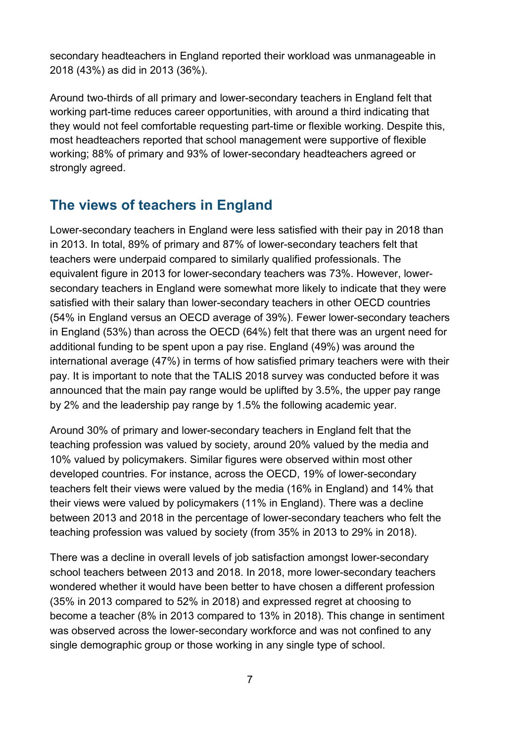secondary headteachers in England reported their workload was unmanageable in 2018 (43%) as did in 2013 (36%).

Around two-thirds of all primary and lower-secondary teachers in England felt that working part-time reduces career opportunities, with around a third indicating that they would not feel comfortable requesting part-time or flexible working. Despite this, most headteachers reported that school management were supportive of flexible working; 88% of primary and 93% of lower-secondary headteachers agreed or strongly agreed.

## The views of teachers in England

Lower-secondary teachers in England were less satisfied with their pay in 2018 than in 2013. In total, 89% of primary and 87% of lower-secondary teachers felt that teachers were underpaid compared to similarly qualified professionals. The equivalent figure in 2013 for lower-secondary teachers was 73%. However, lower-secondary teachers in England were somewhat more likely to indicate that they were satisfied with their salary than lower-secondary teachers in other OECD countries (54% in England versus an OECD average of 39%). Fewer lower-secondary teachers in England (53%) than across the OECD (64%) felt that there was an urgent need for additional funding to be spent upon a pay rise. England (49%) was around the international average (47%) in terms of how satisfied primary teachers were with their pay. It is important to note that the TALIS 2018 survey was conducted before it was announced that the main pay range would be uplifted by 3.5%, the upper pay range by 2% and the leadership pay range by 1.5% the following academic year.

Around 30% of primary and lower-secondary teachers in England felt that the teaching profession was valued by society, around 20% valued by the media and 10% valued by policymakers. Similar figures were observed within most other developed countries. For instance, across the OECD, 19% of lower-secondary teachers felt their views were valued by the media (16% in England) and 14% that their views were valued by policymakers (11% in England). There was a decline between 2013 and 2018 in the percentage of lower-secondary teachers who felt the teaching profession was valued by society (from 35% in 2013 to 29% in 2018).

There was a decline in overall levels of job satisfaction amongst lower-secondary school teachers between 2013 and 2018. In 2018, more lower-secondary teachers wondered whether it would have been better to have chosen a different profession (35% in 2013 compared to 52% in 2018) and expressed regret at choosing to become a teacher (8% in 2013 compared to 13% in 2018). This change in sentiment was observed across the lower-secondary workforce and was not confined to any single demographic group or those working in any single type of school.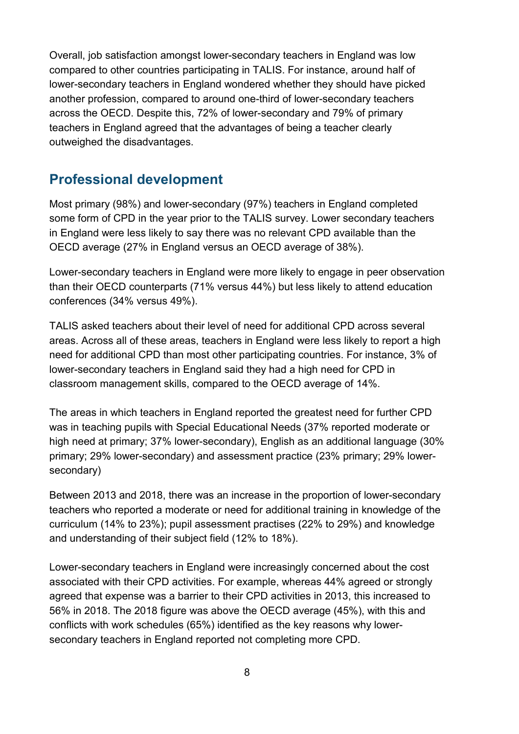Overall, job satisfaction amongst lower-secondary teachers in England was low compared to other countries participating in TALIS. For instance, around half of lower-secondary teachers in England wondered whether they should have picked another profession, compared to around one-third of lower-secondary teachers across the OECD. Despite this, 72% of lower-secondary and 79% of primary teachers in England agreed that the advantages of being a teacher clearly outweighed the disadvantages.

## Professional development

Most primary (98%) and lower-secondary (97%) teachers in England completed some form of CPD in the year prior to the TALIS survey. Lower secondary teachers in England were less likely to say there was no relevant CPD available than the OECD average (27% in England versus an OECD average of 38%).

Lower-secondary teachers in England were more likely to engage in peer observation than their OECD counterparts (71% versus 44%) but less likely to attend education conferences (34% versus 49%).

TALIS asked teachers about their level of need for additional CPD across several areas. Across all of these areas, teachers in England were less likely to report a high need for additional CPD than most other participating countries. For instance, 3% of lower-secondary teachers in England said they had a high need for CPD in classroom management skills, compared to the OECD average of 14%.

The areas in which teachers in England reported the greatest need for further CPD was in teaching pupils with Special Educational Needs (37% reported moderate or high need at primary; 37% lower-secondary), English as an additional language (30% primary; 29% lower-secondary) and assessment practice (23% primary; 29% lower-secondary)

Between 2013 and 2018, there was an increase in the proportion of lower-secondary teachers who reported a moderate or need for additional training in knowledge of the curriculum (14% to 23%); pupil assessment practises (22% to 29%) and knowledge and understanding of their subject field (12% to 18%).

Lower-secondary teachers in England were increasingly concerned about the cost associated with their CPD activities. For example, whereas 44% agreed or strongly agreed that expense was a barrier to their CPD activities in 2013, this increased to 56% in 2018. The 2018 figure was above the OECD average (45%), with this and conflicts with work schedules (65%) identified as the key reasons why lower-secondary teachers in England reported not completing more CPD.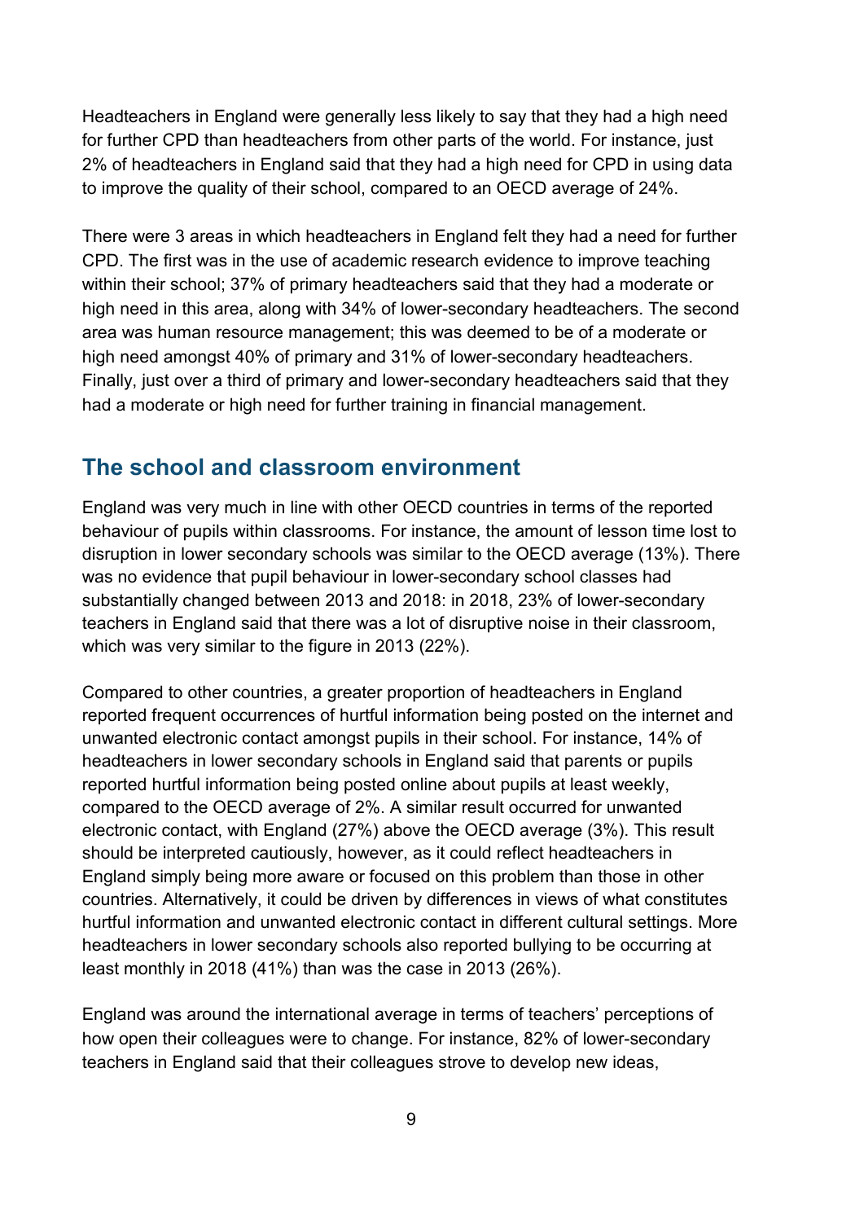Headteachers in England were generally less likely to say that they had a high need for further CPD than headteachers from other parts of the world. For instance, just 2% of headteachers in England said that they had a high need for CPD in using data to improve the quality of their school, compared to an OECD average of 24%.

There were 3 areas in which headteachers in England felt they had a need for further CPD. The first was in the use of academic research evidence to improve teaching within their school; 37% of primary headteachers said that they had a moderate or high need in this area, along with 34% of lower-secondary headteachers. The second area was human resource management; this was deemed to be of a moderate or high need amongst 40% of primary and 31% of lower-secondary headteachers. Finally, just over a third of primary and lower-secondary headteachers said that they had a moderate or high need for further training in financial management.

## The school and classroom environment

England was very much in line with other OECD countries in terms of the reported behaviour of pupils within classrooms. For instance, the amount of lesson time lost to disruption in lower secondary schools was similar to the OECD average (13%). There was no evidence that pupil behaviour in lower-secondary school classes had substantially changed between 2013 and 2018: in 2018, 23% of lower-secondary teachers in England said that there was a lot of disruptive noise in their classroom, which was very similar to the figure in 2013 (22%).

Compared to other countries, a greater proportion of headteachers in England reported frequent occurrences of hurtful information being posted on the internet and unwanted electronic contact amongst pupils in their school. For instance, 14% of headteachers in lower secondary schools in England said that parents or pupils reported hurtful information being posted online about pupils at least weekly, compared to the OECD average of 2%. A similar result occurred for unwanted electronic contact, with England (27%) above the OECD average (3%). This result should be interpreted cautiously, however, as it could reflect headteachers in England simply being more aware or focused on this problem than those in other countries. Alternatively, it could be driven by differences in views of what constitutes hurtful information and unwanted electronic contact in different cultural settings. More headteachers in lower secondary schools also reported bullying to be occurring at least monthly in 2018 (41%) than was the case in 2013 (26%).

England was around the international average in terms of teachers' perceptions of how open their colleagues were to change. For instance, 82% of lower-secondary teachers in England said that their colleagues strove to develop new ideas,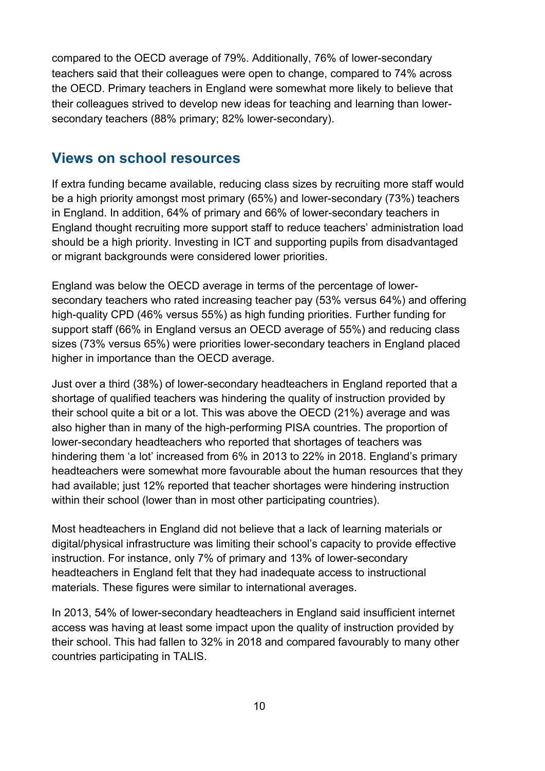compared to the OECD average of 79%. Additionally, 76% of lower-secondary teachers said that their colleagues were open to change, compared to 74% across the OECD. Primary teachers in England were somewhat more likely to believe that their colleagues strived to develop new ideas for teaching and learning than lower-secondary teachers (88% primary; 82% lower-secondary).

## Views on school resources

If extra funding became available, reducing class sizes by recruiting more staff would be a high priority amongst most primary (65%) and lower-secondary (73%) teachers in England. In addition, 64% of primary and 66% of lower-secondary teachers in England thought recruiting more support staff to reduce teachers' administration load should be a high priority. Investing in ICT and supporting pupils from disadvantaged or migrant backgrounds were considered lower priorities.

England was below the OECD average in terms of the percentage of lower-secondary teachers who rated increasing teacher pay (53% versus 64%) and offering high-quality CPD (46% versus 55%) as high funding priorities. Further funding for support staff (66% in England versus an OECD average of 55%) and reducing class sizes (73% versus 65%) were priorities lower-secondary teachers in England placed higher in importance than the OECD average.

Just over a third (38%) of lower-secondary headteachers in England reported that a shortage of qualified teachers was hindering the quality of instruction provided by their school quite a bit or a lot. This was above the OECD (21%) average and was also higher than in many of the high-performing PISA countries. The proportion of lower-secondary headteachers who reported that shortages of teachers was hindering them 'a lot' increased from 6% in 2013 to 22% in 2018. England's primary headteachers were somewhat more favourable about the human resources that they had available; just 12% reported that teacher shortages were hindering instruction within their school (lower than in most other participating countries).

Most headteachers in England did not believe that a lack of learning materials or digital/physical infrastructure was limiting their school's capacity to provide effective instruction. For instance, only 7% of primary and 13% of lower-secondary headteachers in England felt that they had inadequate access to instructional materials. These figures were similar to international averages.

In 2013, 54% of lower-secondary headteachers in England said insufficient internet access was having at least some impact upon the quality of instruction provided by their school. This had fallen to 32% in 2018 and compared favourably to many other countries participating in TALIS.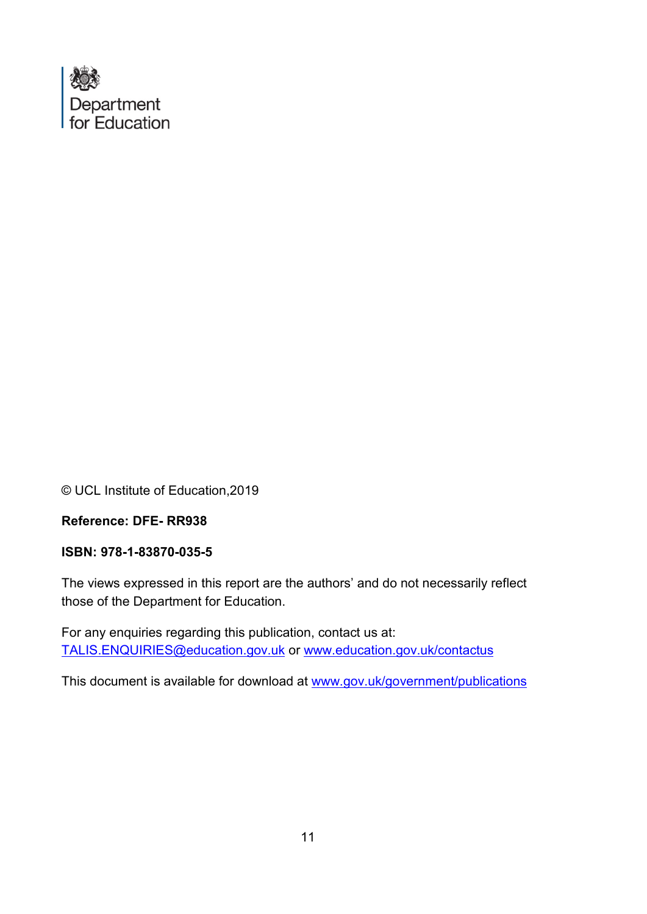Department
for Education

© UCL Institute of Education,2019

**Reference: DFE- RR938**

**ISBN: 978-1-83870-035-5**

The views expressed in this report are the authors' and do not necessarily reflect those of the Department for Education.

For any enquiries regarding this publication, contact us at: [TALIS.ENQUIRIES@education.gov.uk](mailto:TALIS.ENQUIRIES@education.gov.uk) or [www.education.gov.uk/contactus](http://www.education.gov.uk/contactus)

This document is available for download at [www.gov.uk/government/publications](http://www.gov.uk/government/publications)